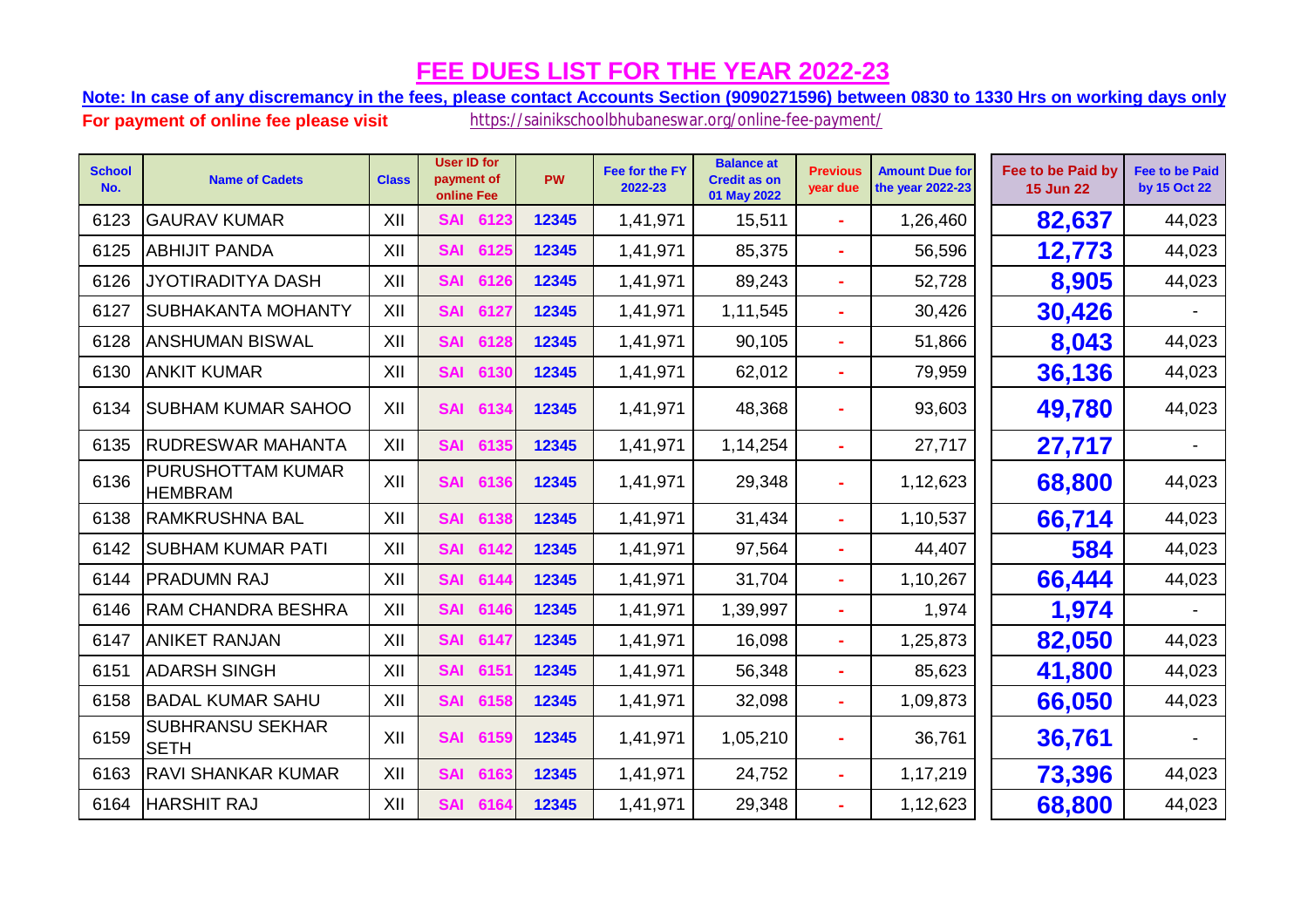# FEE DUES LIST FOR THE YEAR 2022-23

**Note: In case of any discremancy in the fees, please contact Accounts Section (9090271596) between 0830 to 1330 Hrs on working days only**

**For payment of online fee please visit** https://sainikschoolbhubaneswar.org/online-fee-payment/

| School No. | Name of Cadets | Class | User ID for payment of online Fee | PW | Fee for the FY 2022-23 | Balance at Credit as on 01 May 2022 | Previous year due | Amount Due for the year 2022-23 | Fee to be Paid by 15 Jun 22 | Fee to be Paid by 15 Oct 22 |
|---|---|---|---|---|---|---|---|---|---|---|
| 6123 | GAURAV KUMAR | XII | SAI 6123 | 12345 | 1,41,971 | 15,511 | - | 1,26,460 | **82,637** | 44,023 |
| 6125 | ABHIJIT PANDA | XII | SAI 6125 | 12345 | 1,41,971 | 85,375 | - | 56,596 | **12,773** | 44,023 |
| 6126 | JYOTIRADITYA DASH | XII | SAI 6126 | 12345 | 1,41,971 | 89,243 | - | 52,728 | **8,905** | 44,023 |
| 6127 | SUBHAKANTA MOHANTY | XII | SAI 6127 | 12345 | 1,41,971 | 1,11,545 | - | 30,426 | **30,426** | - |
| 6128 | ANSHUMAN BISWAL | XII | SAI 6128 | 12345 | 1,41,971 | 90,105 | - | 51,866 | **8,043** | 44,023 |
| 6130 | ANKIT KUMAR | XII | SAI 6130 | 12345 | 1,41,971 | 62,012 | - | 79,959 | **36,136** | 44,023 |
| 6134 | SUBHAM KUMAR SAHOO | XII | SAI 6134 | 12345 | 1,41,971 | 48,368 | - | 93,603 | **49,780** | 44,023 |
| 6135 | RUDRESWAR MAHANTA | XII | SAI 6135 | 12345 | 1,41,971 | 1,14,254 | - | 27,717 | **27,717** | - |
| 6136 | PURUSHOTTAM KUMAR HEMBRAM | XII | SAI 6136 | 12345 | 1,41,971 | 29,348 | - | 1,12,623 | **68,800** | 44,023 |
| 6138 | RAMKRUSHNA BAL | XII | SAI 6138 | 12345 | 1,41,971 | 31,434 | - | 1,10,537 | **66,714** | 44,023 |
| 6142 | SUBHAM KUMAR PATI | XII | SAI 6142 | 12345 | 1,41,971 | 97,564 | - | 44,407 | **584** | 44,023 |
| 6144 | PRADUMN RAJ | XII | SAI 6144 | 12345 | 1,41,971 | 31,704 | - | 1,10,267 | **66,444** | 44,023 |
| 6146 | RAM CHANDRA BESHRA | XII | SAI 6146 | 12345 | 1,41,971 | 1,39,997 | - | 1,974 | **1,974** | - |
| 6147 | ANIKET RANJAN | XII | SAI 6147 | 12345 | 1,41,971 | 16,098 | - | 1,25,873 | **82,050** | 44,023 |
| 6151 | ADARSH SINGH | XII | SAI 6151 | 12345 | 1,41,971 | 56,348 | - | 85,623 | **41,800** | 44,023 |
| 6158 | BADAL KUMAR SAHU | XII | SAI 6158 | 12345 | 1,41,971 | 32,098 | - | 1,09,873 | **66,050** | 44,023 |
| 6159 | SUBHRANSU SEKHAR SETH | XII | SAI 6159 | 12345 | 1,41,971 | 1,05,210 | - | 36,761 | **36,761** | - |
| 6163 | RAVI SHANKAR KUMAR | XII | SAI 6163 | 12345 | 1,41,971 | 24,752 | - | 1,17,219 | **73,396** | 44,023 |
| 6164 | HARSHIT RAJ | XII | SAI 6164 | 12345 | 1,41,971 | 29,348 | - | 1,12,623 | **68,800** | 44,023 |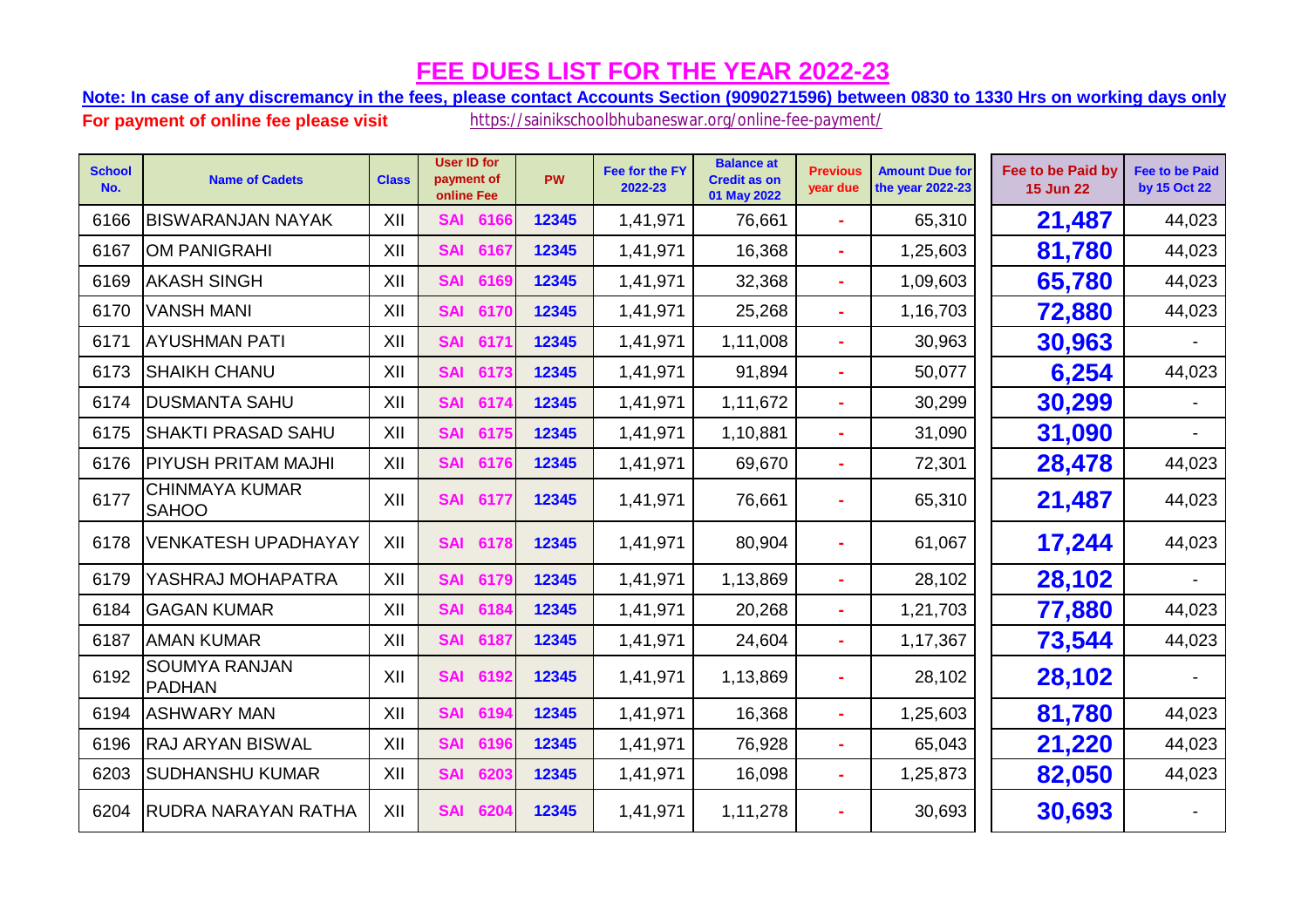# FEE DUES LIST FOR THE YEAR 2022-23

**Note: In case of any discremancy in the fees, please contact Accounts Section (9090271596) between 0830 to 1330 Hrs on working days only**

**For payment of online fee please visit** https://sainikschoolbhubaneswar.org/online-fee-payment/

| School No. | Name of Cadets | Class | User ID for payment of online Fee | PW | Fee for the FY 2022-23 | Balance at Credit as on 01 May 2022 | Previous year due | Amount Due for the year 2022-23 | Fee to be Paid by 15 Jun 22 | Fee to be Paid by 15 Oct 22 |
|---|---|---|---|---|---|---|---|---|---|---|
| 6166 | BISWARANJAN NAYAK | XII | SAI 6166 | 12345 | 1,41,971 | 76,661 | - | 65,310 | **21,487** | 44,023 |
| 6167 | OM PANIGRAHI | XII | SAI 6167 | 12345 | 1,41,971 | 16,368 | - | 1,25,603 | **81,780** | 44,023 |
| 6169 | AKASH SINGH | XII | SAI 6169 | 12345 | 1,41,971 | 32,368 | - | 1,09,603 | **65,780** | 44,023 |
| 6170 | VANSH MANI | XII | SAI 6170 | 12345 | 1,41,971 | 25,268 | - | 1,16,703 | **72,880** | 44,023 |
| 6171 | AYUSHMAN PATI | XII | SAI 6171 | 12345 | 1,41,971 | 1,11,008 | - | 30,963 | **30,963** | - |
| 6173 | SHAIKH CHANU | XII | SAI 6173 | 12345 | 1,41,971 | 91,894 | - | 50,077 | **6,254** | 44,023 |
| 6174 | DUSMANTA SAHU | XII | SAI 6174 | 12345 | 1,41,971 | 1,11,672 | - | 30,299 | **30,299** | - |
| 6175 | SHAKTI PRASAD SAHU | XII | SAI 6175 | 12345 | 1,41,971 | 1,10,881 | - | 31,090 | **31,090** | - |
| 6176 | PIYUSH PRITAM MAJHI | XII | SAI 6176 | 12345 | 1,41,971 | 69,670 | - | 72,301 | **28,478** | 44,023 |
| 6177 | CHINMAYA KUMAR SAHOO | XII | SAI 6177 | 12345 | 1,41,971 | 76,661 | - | 65,310 | **21,487** | 44,023 |
| 6178 | VENKATESH UPADHAYAY | XII | SAI 6178 | 12345 | 1,41,971 | 80,904 | - | 61,067 | **17,244** | 44,023 |
| 6179 | YASHRAJ MOHAPATRA | XII | SAI 6179 | 12345 | 1,41,971 | 1,13,869 | - | 28,102 | **28,102** | - |
| 6184 | GAGAN KUMAR | XII | SAI 6184 | 12345 | 1,41,971 | 20,268 | - | 1,21,703 | **77,880** | 44,023 |
| 6187 | AMAN KUMAR | XII | SAI 6187 | 12345 | 1,41,971 | 24,604 | - | 1,17,367 | **73,544** | 44,023 |
| 6192 | SOUMYA RANJAN PADHAN | XII | SAI 6192 | 12345 | 1,41,971 | 1,13,869 | - | 28,102 | **28,102** | - |
| 6194 | ASHWARY MAN | XII | SAI 6194 | 12345 | 1,41,971 | 16,368 | - | 1,25,603 | **81,780** | 44,023 |
| 6196 | RAJ ARYAN BISWAL | XII | SAI 6196 | 12345 | 1,41,971 | 76,928 | - | 65,043 | **21,220** | 44,023 |
| 6203 | SUDHANSHU KUMAR | XII | SAI 6203 | 12345 | 1,41,971 | 16,098 | - | 1,25,873 | **82,050** | 44,023 |
| 6204 | RUDRA NARAYAN RATHA | XII | SAI 6204 | 12345 | 1,41,971 | 1,11,278 | - | 30,693 | **30,693** | - |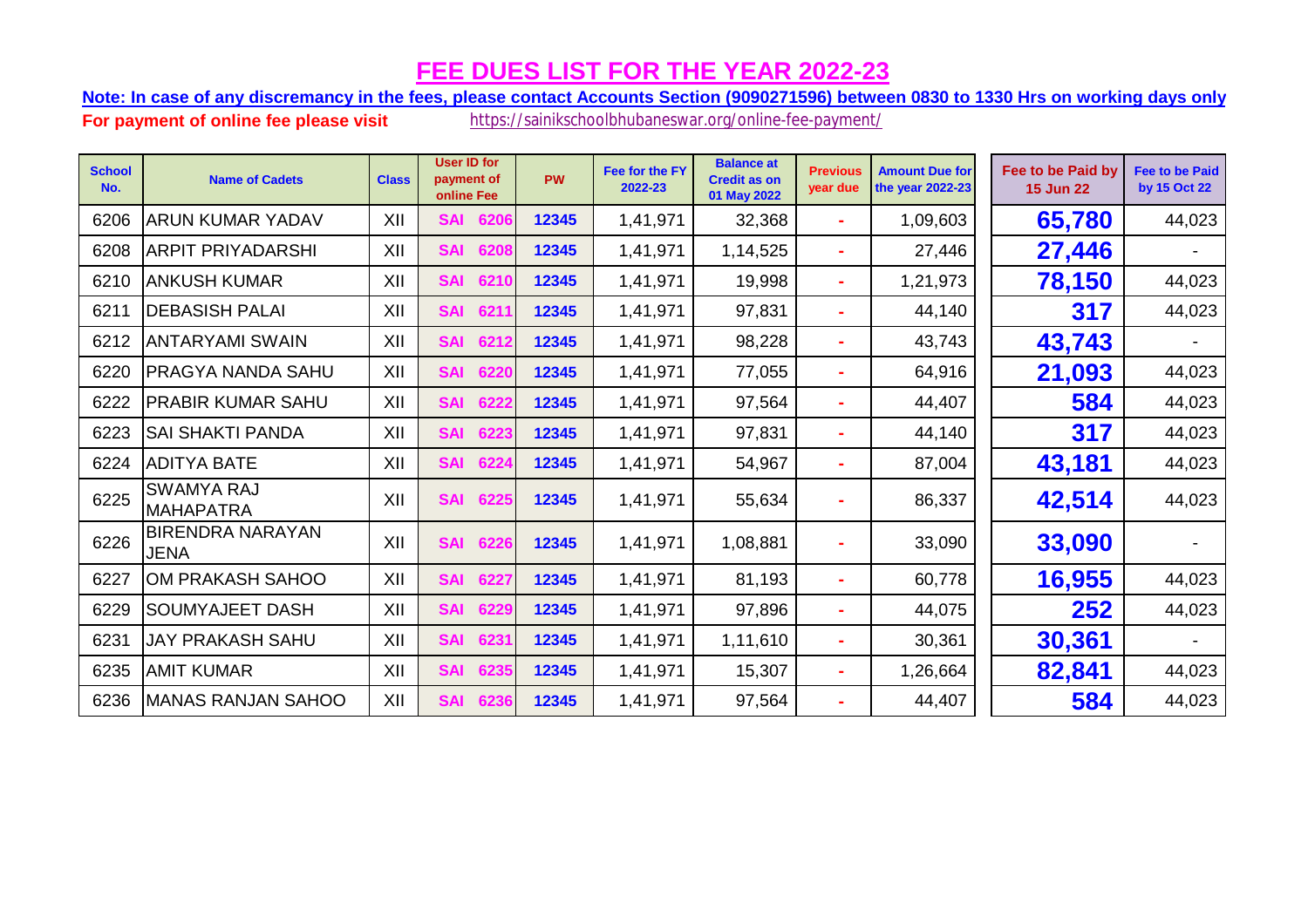# FEE DUES LIST FOR THE YEAR 2022-23

**Note: In case of any discremancy in the fees, please contact Accounts Section (9090271596) between 0830 to 1330 Hrs on working days only**

**For payment of online fee please visit** https://sainikschoolbhubaneswar.org/online-fee-payment/

| School No. | Name of Cadets | Class | User ID for payment of online Fee | PW | Fee for the FY 2022-23 | Balance at Credit as on 01 May 2022 | Previous year due | Amount Due for the year 2022-23 | Fee to be Paid by 15 Jun 22 | Fee to be Paid by 15 Oct 22 |
|---|---|---|---|---|---|---|---|---|---|---|
| 6206 | ARUN KUMAR YADAV | XII | SAI 6206 | 12345 | 1,41,971 | 32,368 | - | 1,09,603 | **65,780** | 44,023 |
| 6208 | ARPIT PRIYADARSHI | XII | SAI 6208 | 12345 | 1,41,971 | 1,14,525 | - | 27,446 | **27,446** | - |
| 6210 | ANKUSH KUMAR | XII | SAI 6210 | 12345 | 1,41,971 | 19,998 | - | 1,21,973 | **78,150** | 44,023 |
| 6211 | DEBASISH PALAI | XII | SAI 6211 | 12345 | 1,41,971 | 97,831 | - | 44,140 | **317** | 44,023 |
| 6212 | ANTARYAMI SWAIN | XII | SAI 6212 | 12345 | 1,41,971 | 98,228 | - | 43,743 | **43,743** | - |
| 6220 | PRAGYA NANDA SAHU | XII | SAI 6220 | 12345 | 1,41,971 | 77,055 | - | 64,916 | **21,093** | 44,023 |
| 6222 | PRABIR KUMAR SAHU | XII | SAI 6222 | 12345 | 1,41,971 | 97,564 | - | 44,407 | **584** | 44,023 |
| 6223 | SAI SHAKTI PANDA | XII | SAI 6223 | 12345 | 1,41,971 | 97,831 | - | 44,140 | **317** | 44,023 |
| 6224 | ADITYA BATE | XII | SAI 6224 | 12345 | 1,41,971 | 54,967 | - | 87,004 | **43,181** | 44,023 |
| 6225 | SWAMYA RAJ MAHAPATRA | XII | SAI 6225 | 12345 | 1,41,971 | 55,634 | - | 86,337 | **42,514** | 44,023 |
| 6226 | BIRENDRA NARAYAN JENA | XII | SAI 6226 | 12345 | 1,41,971 | 1,08,881 | - | 33,090 | **33,090** | - |
| 6227 | OM PRAKASH SAHOO | XII | SAI 6227 | 12345 | 1,41,971 | 81,193 | - | 60,778 | **16,955** | 44,023 |
| 6229 | SOUMYAJEET DASH | XII | SAI 6229 | 12345 | 1,41,971 | 97,896 | - | 44,075 | **252** | 44,023 |
| 6231 | JAY PRAKASH SAHU | XII | SAI 6231 | 12345 | 1,41,971 | 1,11,610 | - | 30,361 | **30,361** | - |
| 6235 | AMIT KUMAR | XII | SAI 6235 | 12345 | 1,41,971 | 15,307 | - | 1,26,664 | **82,841** | 44,023 |
| 6236 | MANAS RANJAN SAHOO | XII | SAI 6236 | 12345 | 1,41,971 | 97,564 | - | 44,407 | **584** | 44,023 |